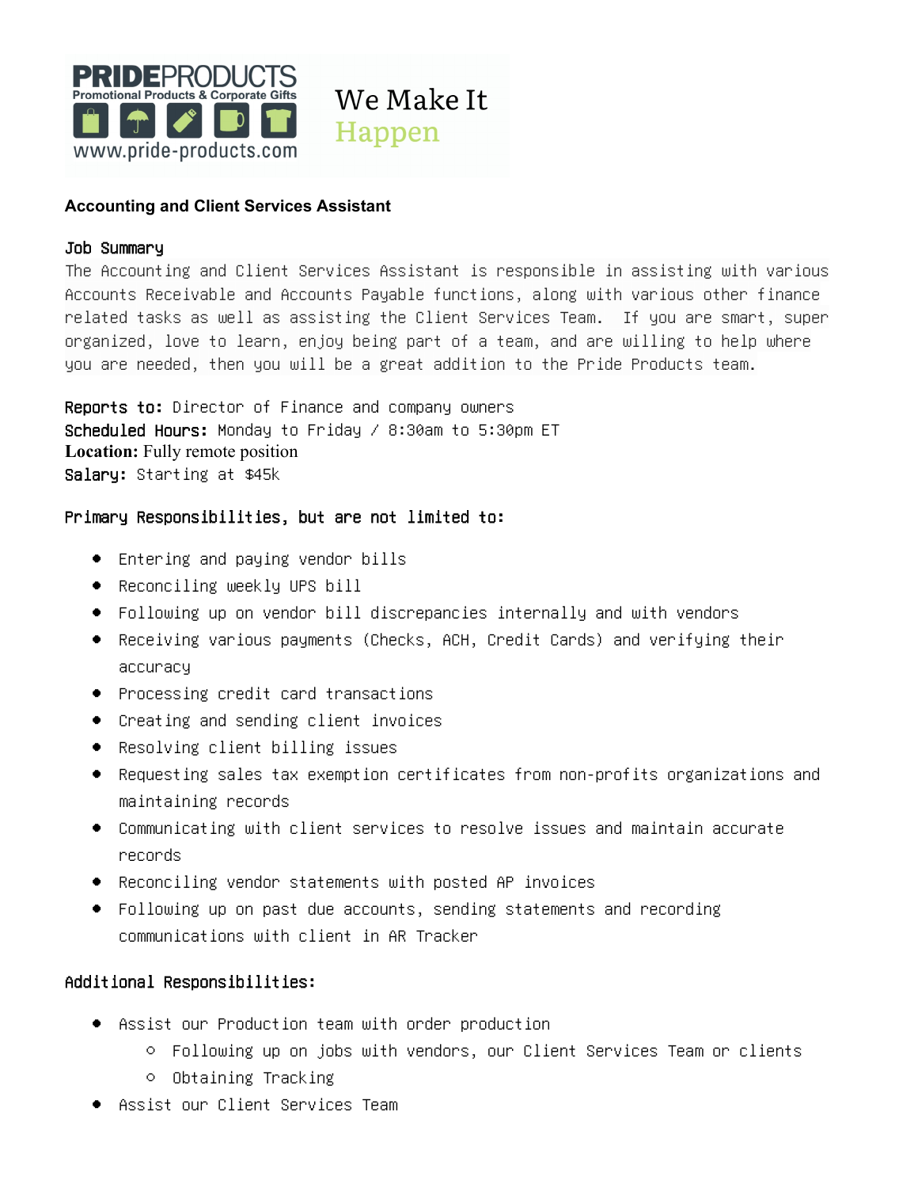PRIDEPRODUCTS
Promotional Products & Corporate Gifts
www.pride-products.com

We Make It Happen

## Accounting and Client Services Assistant

### Job Summary

The Accounting and Client Services Assistant is responsible in assisting with various Accounts Receivable and Accounts Payable functions, along with various other finance related tasks as well as assisting the Client Services Team. If you are smart, super organized, love to learn, enjoy being part of a team, and are willing to help where you are needed, then you will be a great addition to the Pride Products team.

**Reports to:** Director of Finance and company owners
**Scheduled Hours:** Monday to Friday / 8:30am to 5:30pm ET
**Location:** Fully remote position
**Salary:** Starting at $45k

### Primary Responsibilities, but are not limited to:

- Entering and paying vendor bills
- Reconciling weekly UPS bill
- Following up on vendor bill discrepancies internally and with vendors
- Receiving various payments (Checks, ACH, Credit Cards) and verifying their accuracy
- Processing credit card transactions
- Creating and sending client invoices
- Resolving client billing issues
- Requesting sales tax exemption certificates from non-profits organizations and maintaining records
- Communicating with client services to resolve issues and maintain accurate records
- Reconciling vendor statements with posted AP invoices
- Following up on past due accounts, sending statements and recording communications with client in AR Tracker

### Additional Responsibilities:

- Assist our Production team with order production
  - Following up on jobs with vendors, our Client Services Team or clients
  - Obtaining Tracking
- Assist our Client Services Team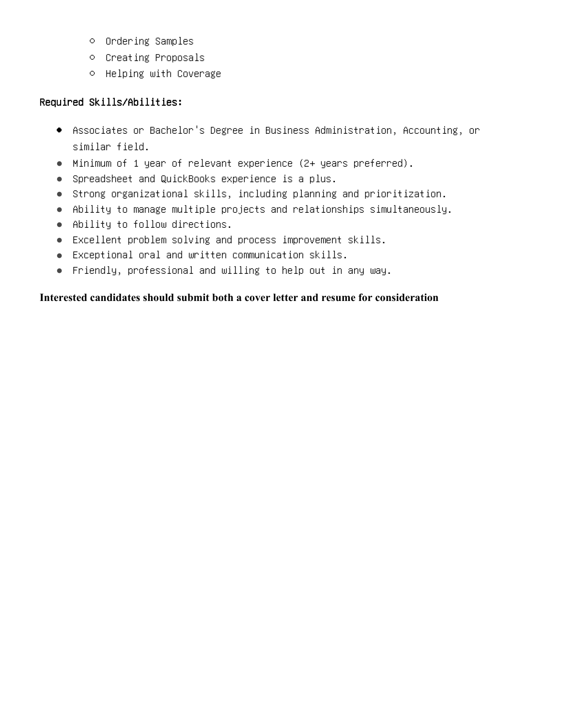- Ordering Samples
- Creating Proposals
- Helping with Coverage

Required Skills/Abilities:

- Associates or Bachelor's Degree in Business Administration, Accounting, or similar field.
- Minimum of 1 year of relevant experience (2+ years preferred).
- Spreadsheet and QuickBooks experience is a plus.
- Strong organizational skills, including planning and prioritization.
- Ability to manage multiple projects and relationships simultaneously.
- Ability to follow directions.
- Excellent problem solving and process improvement skills.
- Exceptional oral and written communication skills.
- Friendly, professional and willing to help out in any way.

**Interested candidates should submit both a cover letter and resume for consideration**